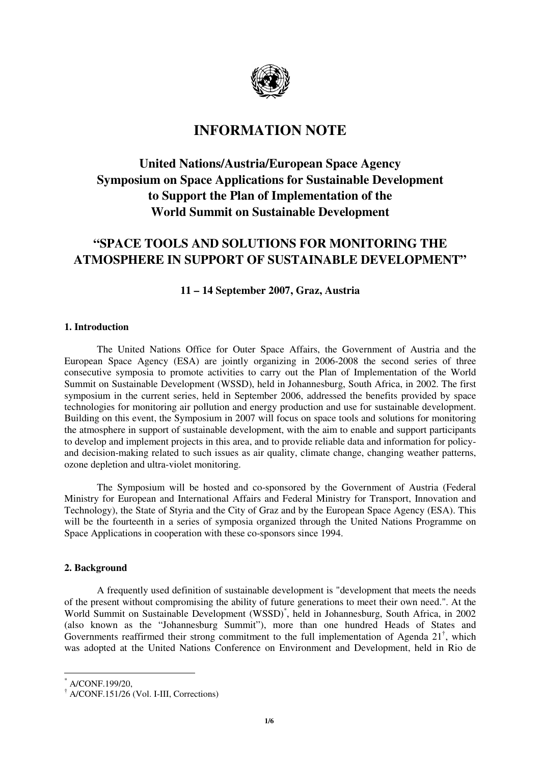# INFORMATION NOTE

## United Nations/Austria/European Space Agency Symposium on Space Applications for Sustainable Development to Support the Plan of Implementation of the World Summit on Sustainable Development

## "SPACE TOOLS AND SOLUTIONS FOR MONITORING THE ATMOSPHERE IN SUPPORT OF SUSTAINABLE DEVELOPMENT"

**11 – 14 September 2007, Graz, Austria**

### 1. Introduction

The United Nations Office for Outer Space Affairs, the Government of Austria and the European Space Agency (ESA) are jointly organizing in 2006-2008 the second series of three consecutive symposia to promote activities to carry out the Plan of Implementation of the World Summit on Sustainable Development (WSSD), held in Johannesburg, South Africa, in 2002. The first symposium in the current series, held in September 2006, addressed the benefits provided by space technologies for monitoring air pollution and energy production and use for sustainable development. Building on this event, the Symposium in 2007 will focus on space tools and solutions for monitoring the atmosphere in support of sustainable development, with the aim to enable and support participants to develop and implement projects in this area, and to provide reliable data and information for policy- and decision-making related to such issues as air quality, climate change, changing weather patterns, ozone depletion and ultra-violet monitoring.

The Symposium will be hosted and co-sponsored by the Government of Austria (Federal Ministry for European and International Affairs and Federal Ministry for Transport, Innovation and Technology), the State of Styria and the City of Graz and by the European Space Agency (ESA). This will be the fourteenth in a series of symposia organized through the United Nations Programme on Space Applications in cooperation with these co-sponsors since 1994.

### 2. Background

A frequently used definition of sustainable development is "development that meets the needs of the present without compromising the ability of future generations to meet their own need.". At the World Summit on Sustainable Development (WSSD)[*], held in Johannesburg, South Africa, in 2002 (also known as the "Johannesburg Summit"), more than one hundred Heads of States and Governments reaffirmed their strong commitment to the full implementation of Agenda 21[†], which was adopted at the United Nations Conference on Environment and Development, held in Rio de

---

[*] A/CONF.199/20,

[†] A/CONF.151/26 (Vol. I-III, Corrections)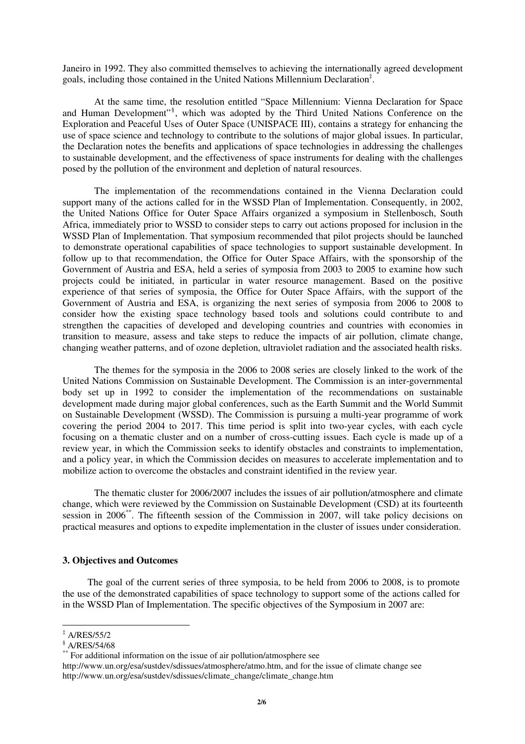Janeiro in 1992. They also committed themselves to achieving the internationally agreed development goals, including those contained in the United Nations Millennium Declaration[‡].

At the same time, the resolution entitled "Space Millennium: Vienna Declaration for Space and Human Development"[§], which was adopted by the Third United Nations Conference on the Exploration and Peaceful Uses of Outer Space (UNISPACE III), contains a strategy for enhancing the use of space science and technology to contribute to the solutions of major global issues. In particular, the Declaration notes the benefits and applications of space technologies in addressing the challenges to sustainable development, and the effectiveness of space instruments for dealing with the challenges posed by the pollution of the environment and depletion of natural resources.

The implementation of the recommendations contained in the Vienna Declaration could support many of the actions called for in the WSSD Plan of Implementation. Consequently, in 2002, the United Nations Office for Outer Space Affairs organized a symposium in Stellenbosch, South Africa, immediately prior to WSSD to consider steps to carry out actions proposed for inclusion in the WSSD Plan of Implementation. That symposium recommended that pilot projects should be launched to demonstrate operational capabilities of space technologies to support sustainable development. In follow up to that recommendation, the Office for Outer Space Affairs, with the sponsorship of the Government of Austria and ESA, held a series of symposia from 2003 to 2005 to examine how such projects could be initiated, in particular in water resource management. Based on the positive experience of that series of symposia, the Office for Outer Space Affairs, with the support of the Government of Austria and ESA, is organizing the next series of symposia from 2006 to 2008 to consider how the existing space technology based tools and solutions could contribute to and strengthen the capacities of developed and developing countries and countries with economies in transition to measure, assess and take steps to reduce the impacts of air pollution, climate change, changing weather patterns, and of ozone depletion, ultraviolet radiation and the associated health risks.

The themes for the symposia in the 2006 to 2008 series are closely linked to the work of the United Nations Commission on Sustainable Development. The Commission is an inter-governmental body set up in 1992 to consider the implementation of the recommendations on sustainable development made during major global conferences, such as the Earth Summit and the World Summit on Sustainable Development (WSSD). The Commission is pursuing a multi-year programme of work covering the period 2004 to 2017. This time period is split into two-year cycles, with each cycle focusing on a thematic cluster and on a number of cross-cutting issues. Each cycle is made up of a review year, in which the Commission seeks to identify obstacles and constraints to implementation, and a policy year, in which the Commission decides on measures to accelerate implementation and to mobilize action to overcome the obstacles and constraint identified in the review year.

The thematic cluster for 2006/2007 includes the issues of air pollution/atmosphere and climate change, which were reviewed by the Commission on Sustainable Development (CSD) at its fourteenth session in 2006[**]. The fifteenth session of the Commission in 2007, will take policy decisions on practical measures and options to expedite implementation in the cluster of issues under consideration.

### 3. Objectives and Outcomes

The goal of the current series of three symposia, to be held from 2006 to 2008, is to promote the use of the demonstrated capabilities of space technology to support some of the actions called for in the WSSD Plan of Implementation. The specific objectives of the Symposium in 2007 are:

---

[‡] A/RES/55/2

[§] A/RES/54/68

[**] For additional information on the issue of air pollution/atmosphere see http://www.un.org/esa/sustdev/sdissues/atmosphere/atmo.htm, and for the issue of climate change see http://www.un.org/esa/sustdev/sdissues/climate_change/climate_change.htm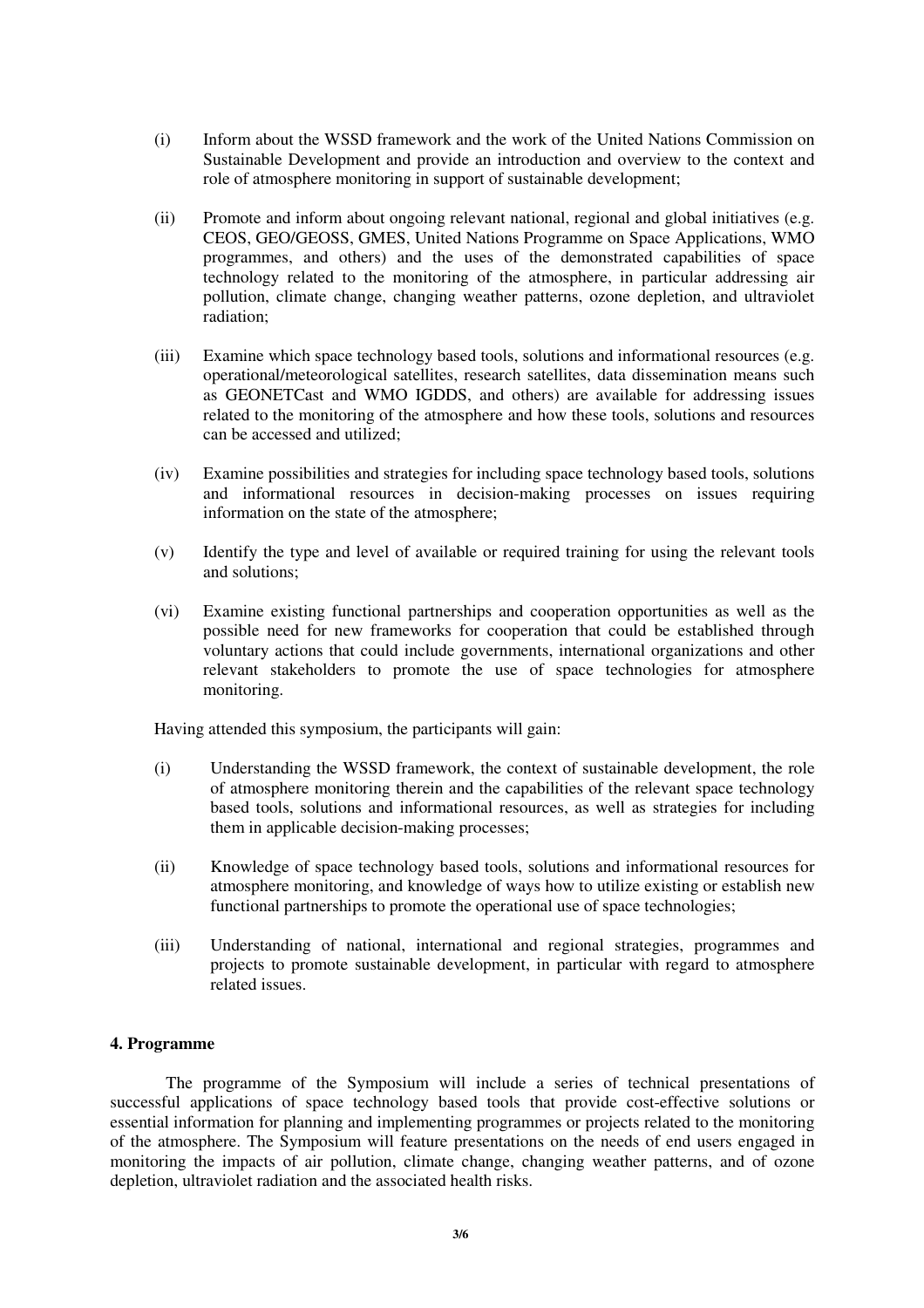(i) Inform about the WSSD framework and the work of the United Nations Commission on Sustainable Development and provide an introduction and overview to the context and role of atmosphere monitoring in support of sustainable development;

(ii) Promote and inform about ongoing relevant national, regional and global initiatives (e.g. CEOS, GEO/GEOSS, GMES, United Nations Programme on Space Applications, WMO programmes, and others) and the uses of the demonstrated capabilities of space technology related to the monitoring of the atmosphere, in particular addressing air pollution, climate change, changing weather patterns, ozone depletion, and ultraviolet radiation;

(iii) Examine which space technology based tools, solutions and informational resources (e.g. operational/meteorological satellites, research satellites, data dissemination means such as GEONETCast and WMO IGDDS, and others) are available for addressing issues related to the monitoring of the atmosphere and how these tools, solutions and resources can be accessed and utilized;

(iv) Examine possibilities and strategies for including space technology based tools, solutions and informational resources in decision-making processes on issues requiring information on the state of the atmosphere;

(v) Identify the type and level of available or required training for using the relevant tools and solutions;

(vi) Examine existing functional partnerships and cooperation opportunities as well as the possible need for new frameworks for cooperation that could be established through voluntary actions that could include governments, international organizations and other relevant stakeholders to promote the use of space technologies for atmosphere monitoring.

Having attended this symposium, the participants will gain:

(i) Understanding the WSSD framework, the context of sustainable development, the role of atmosphere monitoring therein and the capabilities of the relevant space technology based tools, solutions and informational resources, as well as strategies for including them in applicable decision-making processes;

(ii) Knowledge of space technology based tools, solutions and informational resources for atmosphere monitoring, and knowledge of ways how to utilize existing or establish new functional partnerships to promote the operational use of space technologies;

(iii) Understanding of national, international and regional strategies, programmes and projects to promote sustainable development, in particular with regard to atmosphere related issues.

**4. Programme**

The programme of the Symposium will include a series of technical presentations of successful applications of space technology based tools that provide cost-effective solutions or essential information for planning and implementing programmes or projects related to the monitoring of the atmosphere. The Symposium will feature presentations on the needs of end users engaged in monitoring the impacts of air pollution, climate change, changing weather patterns, and of ozone depletion, ultraviolet radiation and the associated health risks.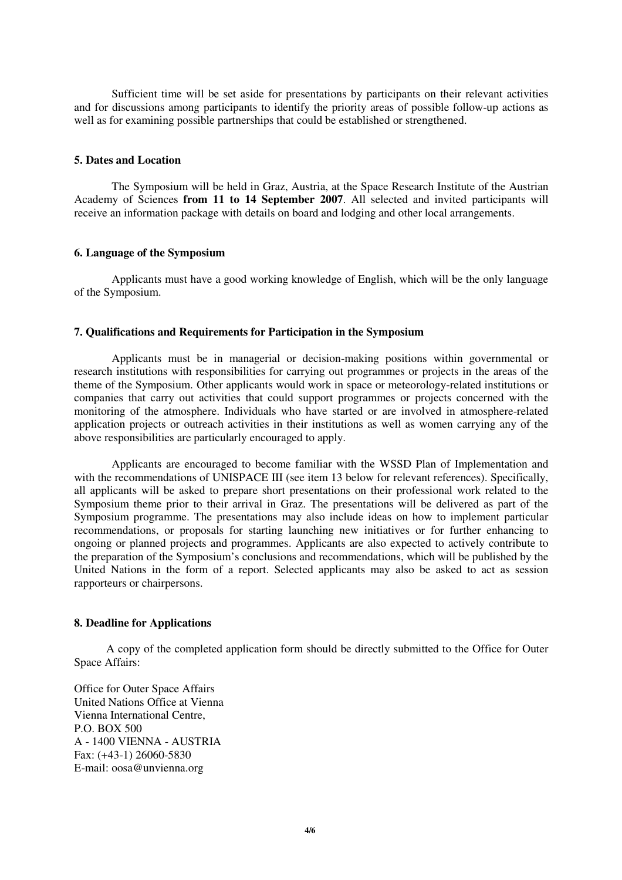Sufficient time will be set aside for presentations by participants on their relevant activities and for discussions among participants to identify the priority areas of possible follow-up actions as well as for examining possible partnerships that could be established or strengthened.

### 5. Dates and Location

The Symposium will be held in Graz, Austria, at the Space Research Institute of the Austrian Academy of Sciences **from 11 to 14 September 2007**. All selected and invited participants will receive an information package with details on board and lodging and other local arrangements.

### 6. Language of the Symposium

Applicants must have a good working knowledge of English, which will be the only language of the Symposium.

### 7. Qualifications and Requirements for Participation in the Symposium

Applicants must be in managerial or decision-making positions within governmental or research institutions with responsibilities for carrying out programmes or projects in the areas of the theme of the Symposium. Other applicants would work in space or meteorology-related institutions or companies that carry out activities that could support programmes or projects concerned with the monitoring of the atmosphere. Individuals who have started or are involved in atmosphere-related application projects or outreach activities in their institutions as well as women carrying any of the above responsibilities are particularly encouraged to apply.

Applicants are encouraged to become familiar with the WSSD Plan of Implementation and with the recommendations of UNISPACE III (see item 13 below for relevant references). Specifically, all applicants will be asked to prepare short presentations on their professional work related to the Symposium theme prior to their arrival in Graz. The presentations will be delivered as part of the Symposium programme. The presentations may also include ideas on how to implement particular recommendations, or proposals for starting launching new initiatives or for further enhancing to ongoing or planned projects and programmes. Applicants are also expected to actively contribute to the preparation of the Symposium's conclusions and recommendations, which will be published by the United Nations in the form of a report. Selected applicants may also be asked to act as session rapporteurs or chairpersons.

### 8. Deadline for Applications

A copy of the completed application form should be directly submitted to the Office for Outer Space Affairs:

Office for Outer Space Affairs
United Nations Office at Vienna
Vienna International Centre,
P.O. BOX 500
A - 1400 VIENNA - AUSTRIA
Fax: (+43-1) 26060-5830
E-mail: oosa@unvienna.org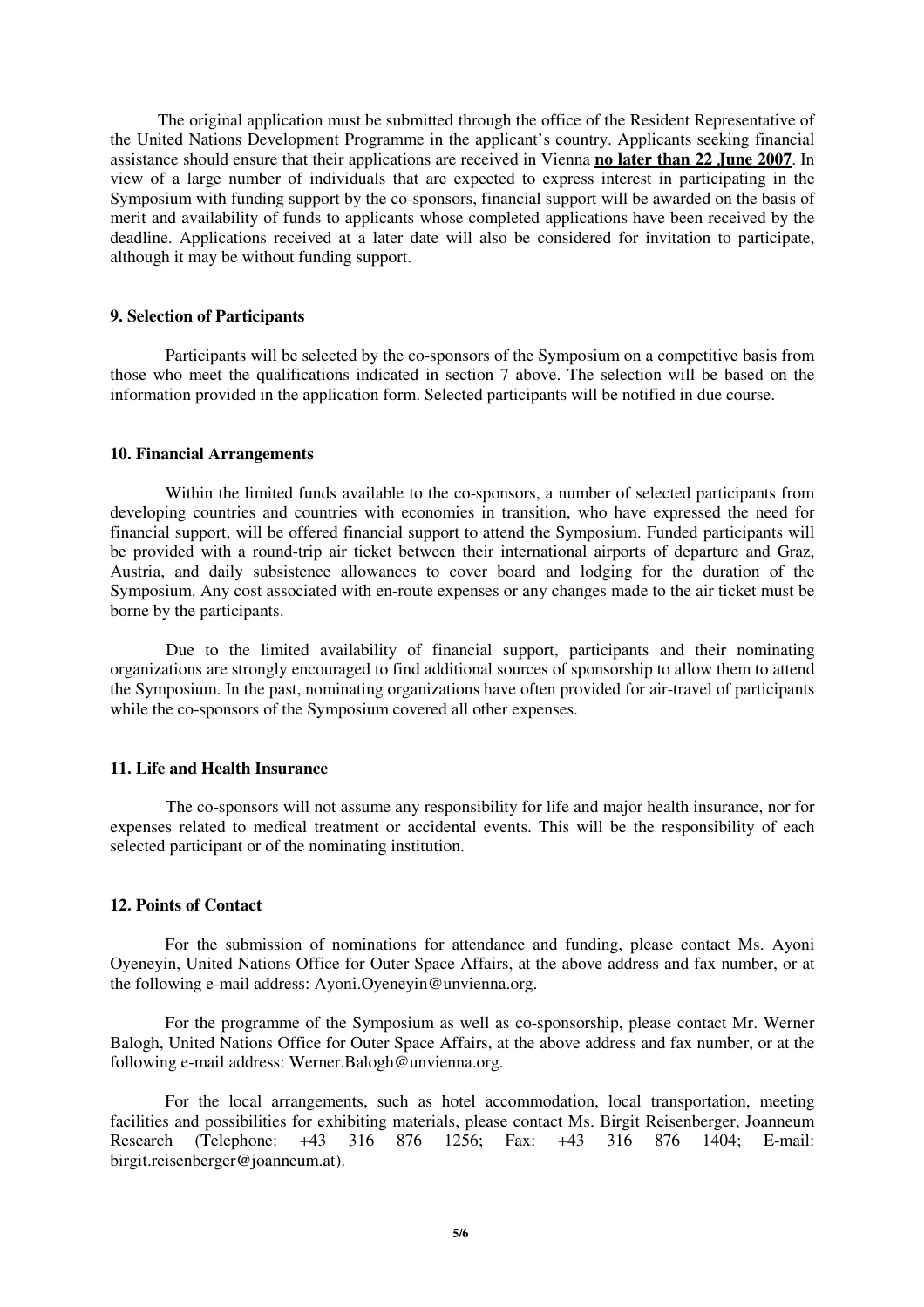The original application must be submitted through the office of the Resident Representative of the United Nations Development Programme in the applicant's country. Applicants seeking financial assistance should ensure that their applications are received in Vienna **no later than 22 June 2007**. In view of a large number of individuals that are expected to express interest in participating in the Symposium with funding support by the co-sponsors, financial support will be awarded on the basis of merit and availability of funds to applicants whose completed applications have been received by the deadline. Applications received at a later date will also be considered for invitation to participate, although it may be without funding support.

### 9. Selection of Participants

Participants will be selected by the co-sponsors of the Symposium on a competitive basis from those who meet the qualifications indicated in section 7 above. The selection will be based on the information provided in the application form. Selected participants will be notified in due course.

### 10. Financial Arrangements

Within the limited funds available to the co-sponsors, a number of selected participants from developing countries and countries with economies in transition, who have expressed the need for financial support, will be offered financial support to attend the Symposium. Funded participants will be provided with a round-trip air ticket between their international airports of departure and Graz, Austria, and daily subsistence allowances to cover board and lodging for the duration of the Symposium. Any cost associated with en-route expenses or any changes made to the air ticket must be borne by the participants.

Due to the limited availability of financial support, participants and their nominating organizations are strongly encouraged to find additional sources of sponsorship to allow them to attend the Symposium. In the past, nominating organizations have often provided for air-travel of participants while the co-sponsors of the Symposium covered all other expenses.

### 11. Life and Health Insurance

The co-sponsors will not assume any responsibility for life and major health insurance, nor for expenses related to medical treatment or accidental events. This will be the responsibility of each selected participant or of the nominating institution.

### 12. Points of Contact

For the submission of nominations for attendance and funding, please contact Ms. Ayoni Oyeneyin, United Nations Office for Outer Space Affairs, at the above address and fax number, or at the following e-mail address: Ayoni.Oyeneyin@unvienna.org.

For the programme of the Symposium as well as co-sponsorship, please contact Mr. Werner Balogh, United Nations Office for Outer Space Affairs, at the above address and fax number, or at the following e-mail address: Werner.Balogh@unvienna.org.

For the local arrangements, such as hotel accommodation, local transportation, meeting facilities and possibilities for exhibiting materials, please contact Ms. Birgit Reisenberger, Joanneum Research (Telephone: +43 316 876 1256; Fax: +43 316 876 1404; E-mail: birgit.reisenberger@joanneum.at).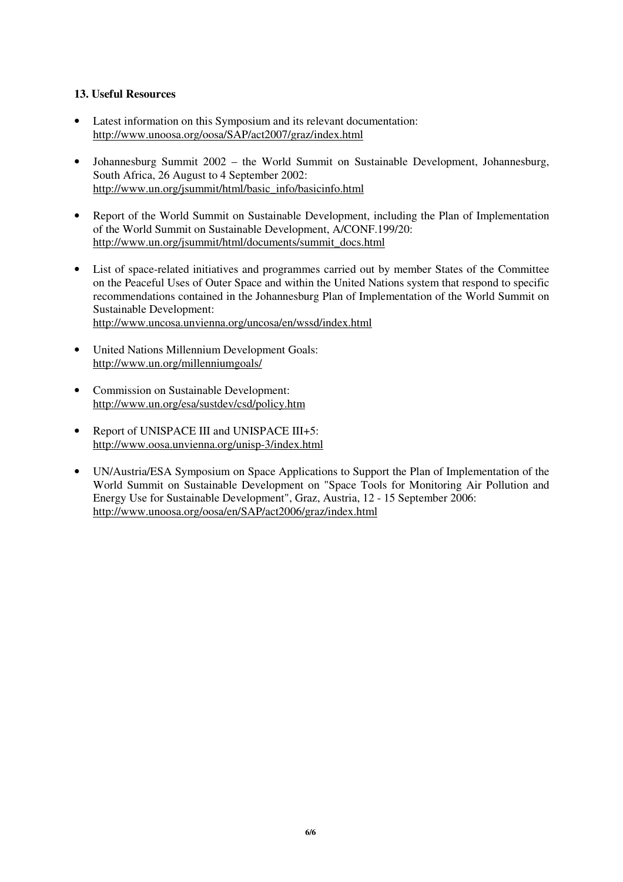### 13. Useful Resources

- Latest information on this Symposium and its relevant documentation: http://www.unoosa.org/oosa/SAP/act2007/graz/index.html

- Johannesburg Summit 2002 – the World Summit on Sustainable Development, Johannesburg, South Africa, 26 August to 4 September 2002: http://www.un.org/jsummit/html/basic_info/basicinfo.html

- Report of the World Summit on Sustainable Development, including the Plan of Implementation of the World Summit on Sustainable Development, A/CONF.199/20: http://www.un.org/jsummit/html/documents/summit_docs.html

- List of space-related initiatives and programmes carried out by member States of the Committee on the Peaceful Uses of Outer Space and within the United Nations system that respond to specific recommendations contained in the Johannesburg Plan of Implementation of the World Summit on Sustainable Development: http://www.uncosa.unvienna.org/uncosa/en/wssd/index.html

- United Nations Millennium Development Goals: http://www.un.org/millenniumgoals/

- Commission on Sustainable Development: http://www.un.org/esa/sustdev/csd/policy.htm

- Report of UNISPACE III and UNISPACE III+5: http://www.oosa.unvienna.org/unisp-3/index.html

- UN/Austria/ESA Symposium on Space Applications to Support the Plan of Implementation of the World Summit on Sustainable Development on "Space Tools for Monitoring Air Pollution and Energy Use for Sustainable Development", Graz, Austria, 12 - 15 September 2006: http://www.unoosa.org/oosa/en/SAP/act2006/graz/index.html